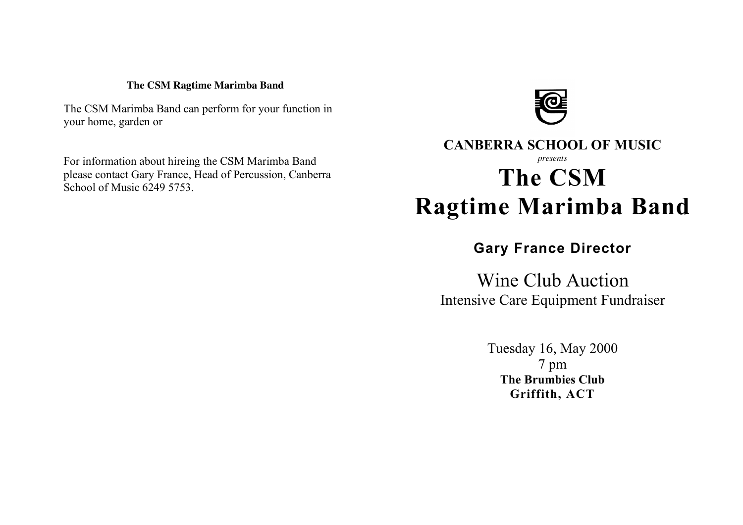**The CSM Ragtime Marimba Band**

The CSM Marimba Band can perform for your function in your home, garden or

For information about hireing the CSM Marimba Band please contact Gary France, Head of Percussion, Canberra School of Music 6249 5753.

**CANBERRA SCHOOL OF MUSIC**

*presents*

# The CSM Ragtime Marimba Band

**Gary France Director**

## Wine Club Auction

Intensive Care Equipment Fundraiser

Tuesday 16, May 2000
7 pm
**The Brumbies Club**
**Griffith, ACT**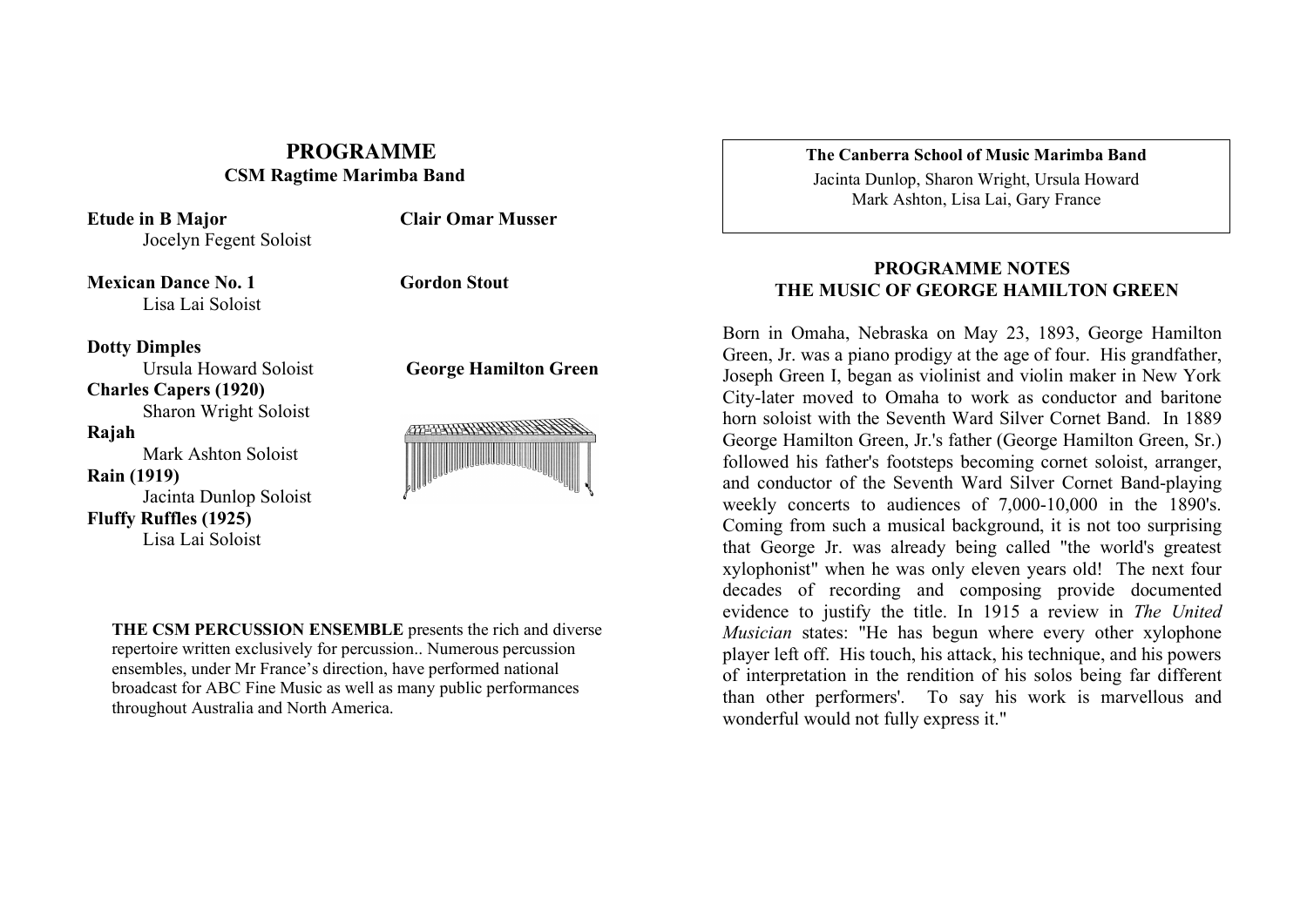## PROGRAMME

### CSM Ragtime Marimba Band

**Etude in B Major** — **Clair Omar Musser**
Jocelyn Fegent Soloist

**Mexican Dance No. 1** — **Gordon Stout**
Lisa Lai Soloist

**George Hamilton Green**

**Dotty Dimples**
Ursula Howard Soloist

**Charles Capers (1920)**
Sharon Wright Soloist

**Rajah**
Mark Ashton Soloist

**Rain (1919)**
Jacinta Dunlop Soloist

**Fluffy Ruffles (1925)**
Lisa Lai Soloist

**THE CSM PERCUSSION ENSEMBLE** presents the rich and diverse repertoire written exclusively for percussion.. Numerous percussion ensembles, under Mr France's direction, have performed national broadcast for ABC Fine Music as well as many public performances throughout Australia and North America.

**The Canberra School of Music Marimba Band**

Jacinta Dunlop, Sharon Wright, Ursula Howard
Mark Ashton, Lisa Lai, Gary France

## PROGRAMME NOTES
## THE MUSIC OF GEORGE HAMILTON GREEN

Born in Omaha, Nebraska on May 23, 1893, George Hamilton Green, Jr. was a piano prodigy at the age of four. His grandfather, Joseph Green I, began as violinist and violin maker in New York City-later moved to Omaha to work as conductor and baritone horn soloist with the Seventh Ward Silver Cornet Band. In 1889 George Hamilton Green, Jr.'s father (George Hamilton Green, Sr.) followed his father's footsteps becoming cornet soloist, arranger, and conductor of the Seventh Ward Silver Cornet Band-playing weekly concerts to audiences of 7,000-10,000 in the 1890's. Coming from such a musical background, it is not too surprising that George Jr. was already being called "the world's greatest xylophonist" when he was only eleven years old! The next four decades of recording and composing provide documented evidence to justify the title. In 1915 a review in *The United Musician* states: "He has begun where every other xylophone player left off. His touch, his attack, his technique, and his powers of interpretation in the rendition of his solos being far different than other performers'. To say his work is marvellous and wonderful would not fully express it."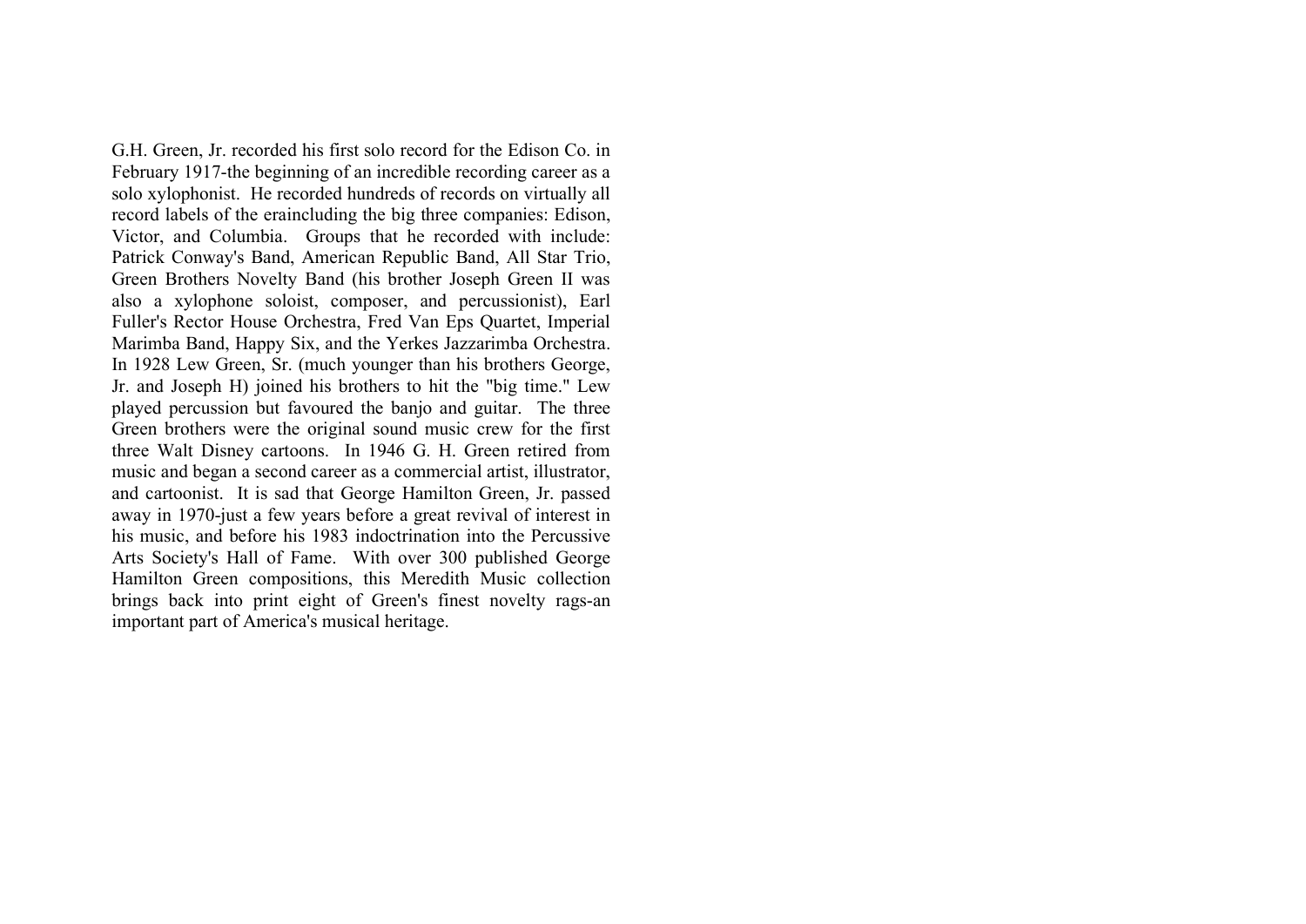G.H. Green, Jr. recorded his first solo record for the Edison Co. in February 1917-the beginning of an incredible recording career as a solo xylophonist. He recorded hundreds of records on virtually all record labels of the eraincluding the big three companies: Edison, Victor, and Columbia. Groups that he recorded with include: Patrick Conway's Band, American Republic Band, All Star Trio, Green Brothers Novelty Band (his brother Joseph Green II was also a xylophone soloist, composer, and percussionist), Earl Fuller's Rector House Orchestra, Fred Van Eps Quartet, Imperial Marimba Band, Happy Six, and the Yerkes Jazzarimba Orchestra. In 1928 Lew Green, Sr. (much younger than his brothers George, Jr. and Joseph H) joined his brothers to hit the "big time." Lew played percussion but favoured the banjo and guitar. The three Green brothers were the original sound music crew for the first three Walt Disney cartoons. In 1946 G. H. Green retired from music and began a second career as a commercial artist, illustrator, and cartoonist. It is sad that George Hamilton Green, Jr. passed away in 1970-just a few years before a great revival of interest in his music, and before his 1983 indoctrination into the Percussive Arts Society's Hall of Fame. With over 300 published George Hamilton Green compositions, this Meredith Music collection brings back into print eight of Green's finest novelty rags-an important part of America's musical heritage.